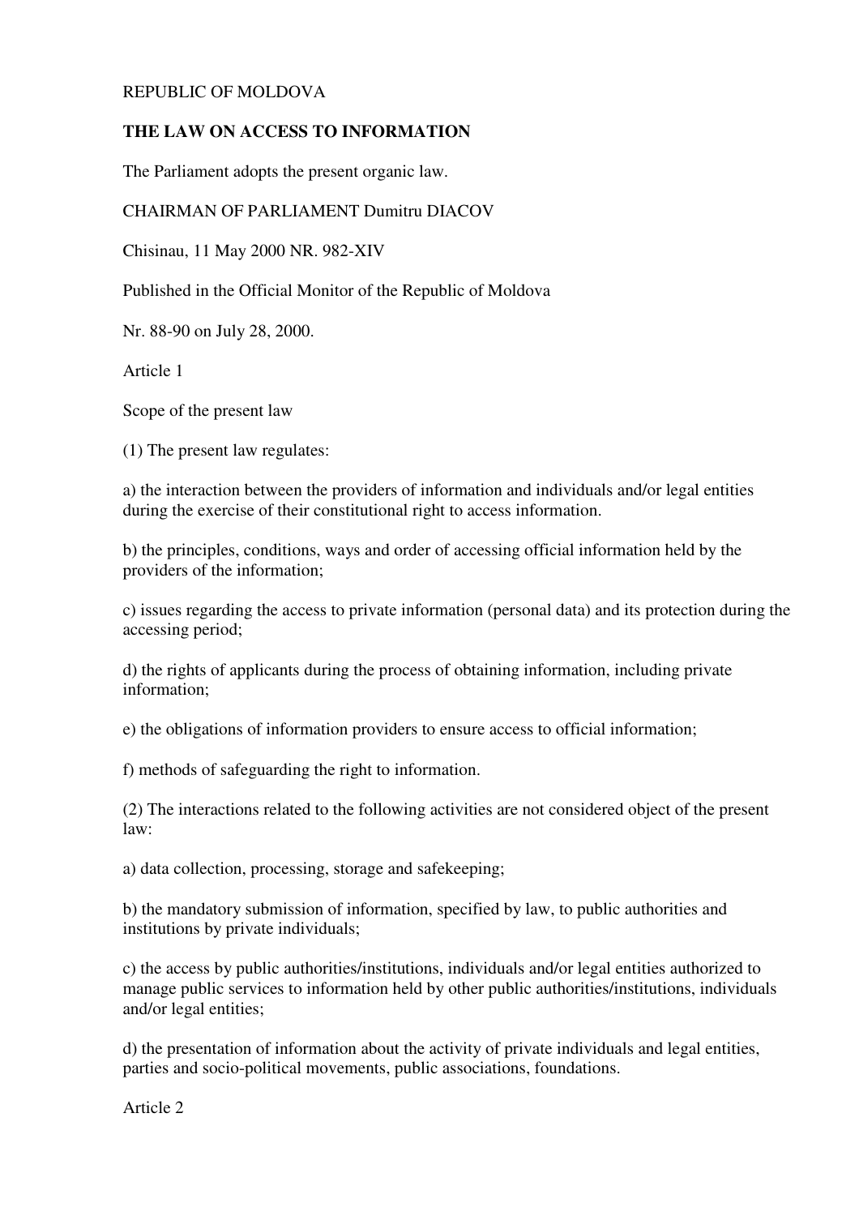REPUBLIC OF MOLDOVA

# THE LAW ON ACCESS TO INFORMATION

The Parliament adopts the present organic law.

CHAIRMAN OF PARLIAMENT Dumitru DIACOV

Chisinau, 11 May 2000 NR. 982-XIV

Published in the Official Monitor of the Republic of Moldova

Nr. 88-90 on July 28, 2000.

## Article 1

### Scope of the present law

(1) The present law regulates:

a) the interaction between the providers of information and individuals and/or legal entities during the exercise of their constitutional right to access information.

b) the principles, conditions, ways and order of accessing official information held by the providers of the information;

c) issues regarding the access to private information (personal data) and its protection during the accessing period;

d) the rights of applicants during the process of obtaining information, including private information;

e) the obligations of information providers to ensure access to official information;

f) methods of safeguarding the right to information.

(2) The interactions related to the following activities are not considered object of the present law:

a) data collection, processing, storage and safekeeping;

b) the mandatory submission of information, specified by law, to public authorities and institutions by private individuals;

c) the access by public authorities/institutions, individuals and/or legal entities authorized to manage public services to information held by other public authorities/institutions, individuals and/or legal entities;

d) the presentation of information about the activity of private individuals and legal entities, parties and socio-political movements, public associations, foundations.

## Article 2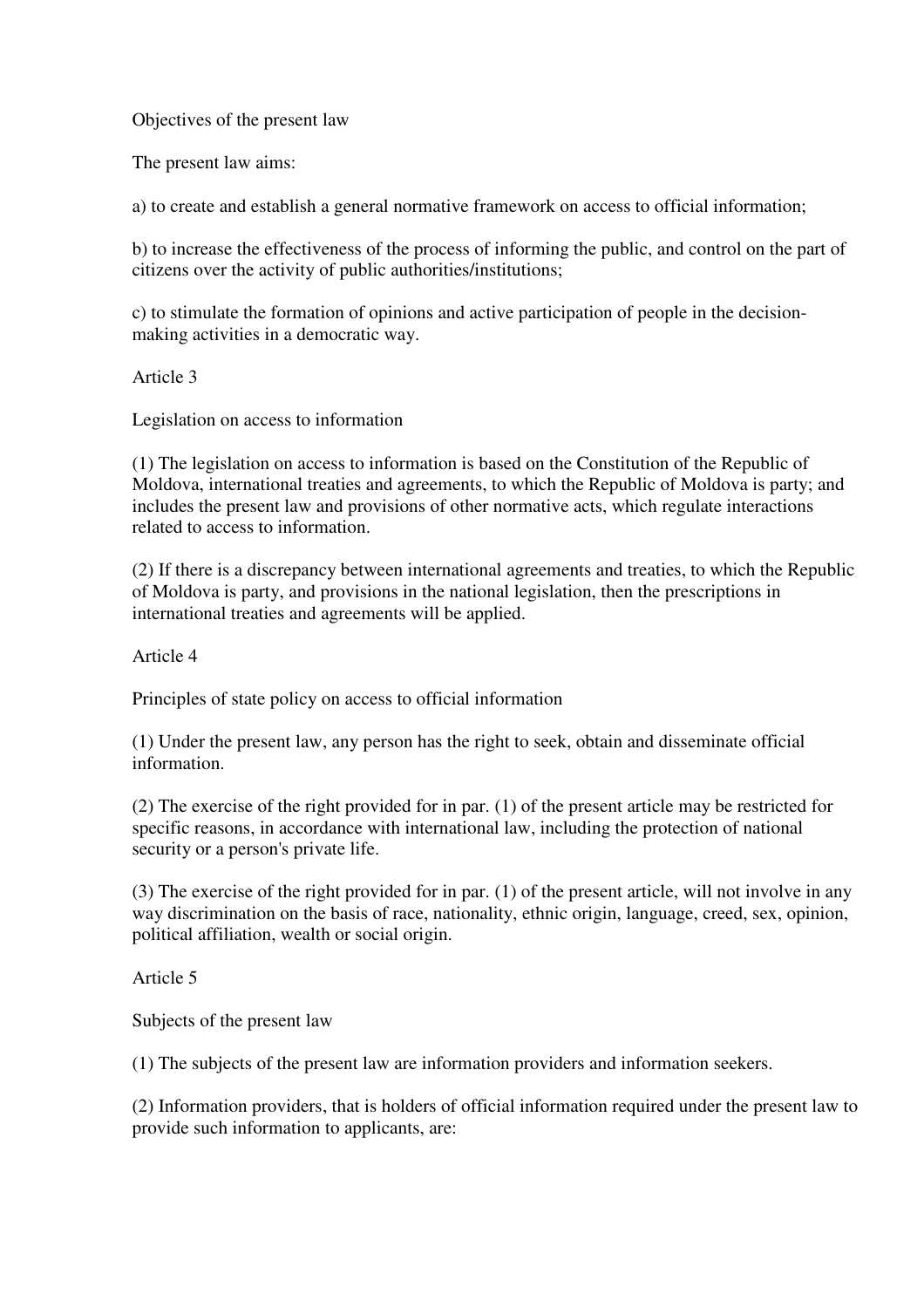Objectives of the present law

The present law aims:

a) to create and establish a general normative framework on access to official information;

b) to increase the effectiveness of the process of informing the public, and control on the part of citizens over the activity of public authorities/institutions;

c) to stimulate the formation of opinions and active participation of people in the decision-making activities in a democratic way.

Article 3

Legislation on access to information

(1) The legislation on access to information is based on the Constitution of the Republic of Moldova, international treaties and agreements, to which the Republic of Moldova is party; and includes the present law and provisions of other normative acts, which regulate interactions related to access to information.

(2) If there is a discrepancy between international agreements and treaties, to which the Republic of Moldova is party, and provisions in the national legislation, then the prescriptions in international treaties and agreements will be applied.

Article 4

Principles of state policy on access to official information

(1) Under the present law, any person has the right to seek, obtain and disseminate official information.

(2) The exercise of the right provided for in par. (1) of the present article may be restricted for specific reasons, in accordance with international law, including the protection of national security or a person's private life.

(3) The exercise of the right provided for in par. (1) of the present article, will not involve in any way discrimination on the basis of race, nationality, ethnic origin, language, creed, sex, opinion, political affiliation, wealth or social origin.

Article 5

Subjects of the present law

(1) The subjects of the present law are information providers and information seekers.

(2) Information providers, that is holders of official information required under the present law to provide such information to applicants, are: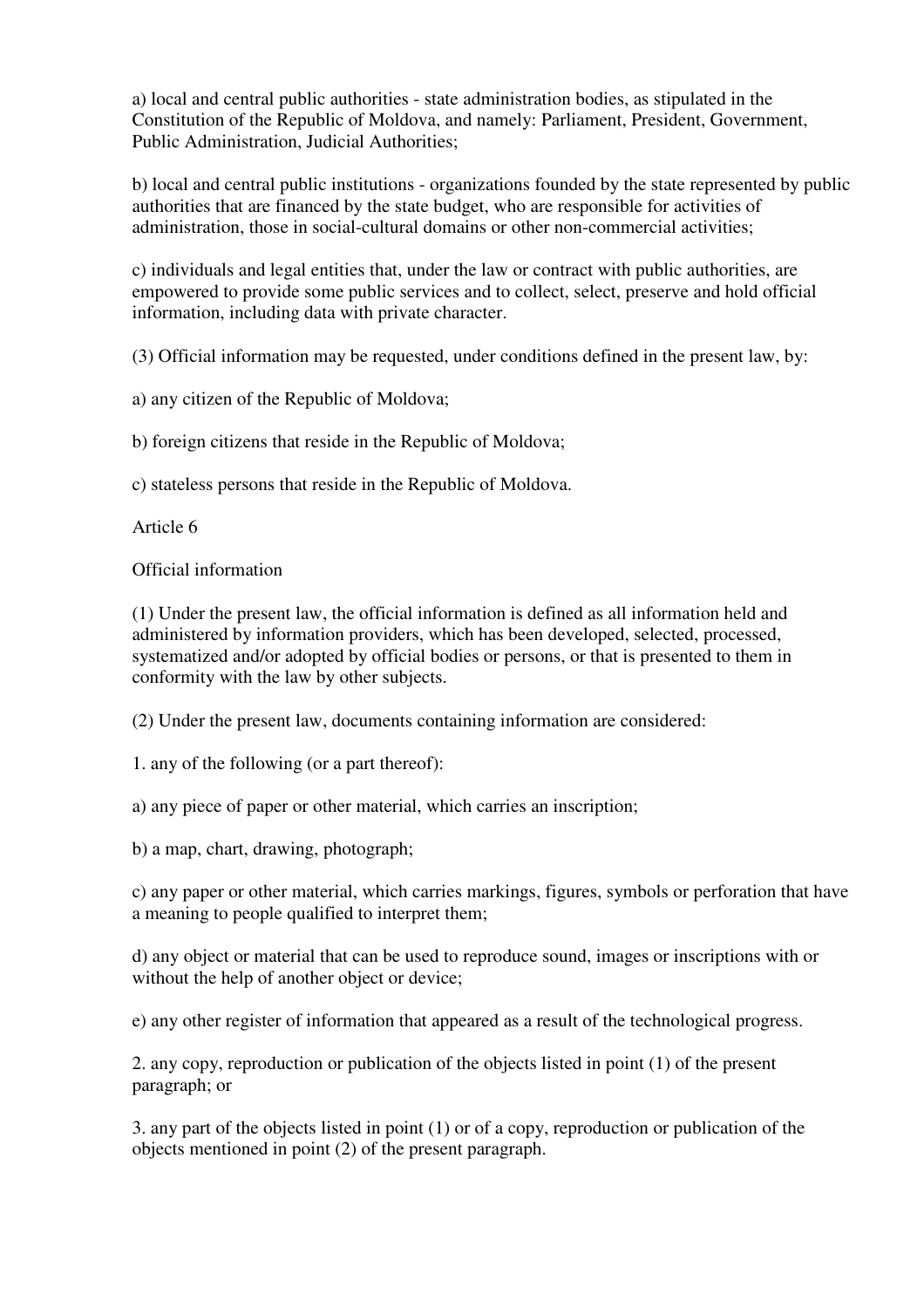a) local and central public authorities - state administration bodies, as stipulated in the Constitution of the Republic of Moldova, and namely: Parliament, President, Government, Public Administration, Judicial Authorities;

b) local and central public institutions - organizations founded by the state represented by public authorities that are financed by the state budget, who are responsible for activities of administration, those in social-cultural domains or other non-commercial activities;

c) individuals and legal entities that, under the law or contract with public authorities, are empowered to provide some public services and to collect, select, preserve and hold official information, including data with private character.

(3) Official information may be requested, under conditions defined in the present law, by:

a) any citizen of the Republic of Moldova;

b) foreign citizens that reside in the Republic of Moldova;

c) stateless persons that reside in the Republic of Moldova.

Article 6

Official information

(1) Under the present law, the official information is defined as all information held and administered by information providers, which has been developed, selected, processed, systematized and/or adopted by official bodies or persons, or that is presented to them in conformity with the law by other subjects.

(2) Under the present law, documents containing information are considered:

1. any of the following (or a part thereof):

a) any piece of paper or other material, which carries an inscription;

b) a map, chart, drawing, photograph;

c) any paper or other material, which carries markings, figures, symbols or perforation that have a meaning to people qualified to interpret them;

d) any object or material that can be used to reproduce sound, images or inscriptions with or without the help of another object or device;

e) any other register of information that appeared as a result of the technological progress.

2. any copy, reproduction or publication of the objects listed in point (1) of the present paragraph; or

3. any part of the objects listed in point (1) or of a copy, reproduction or publication of the objects mentioned in point (2) of the present paragraph.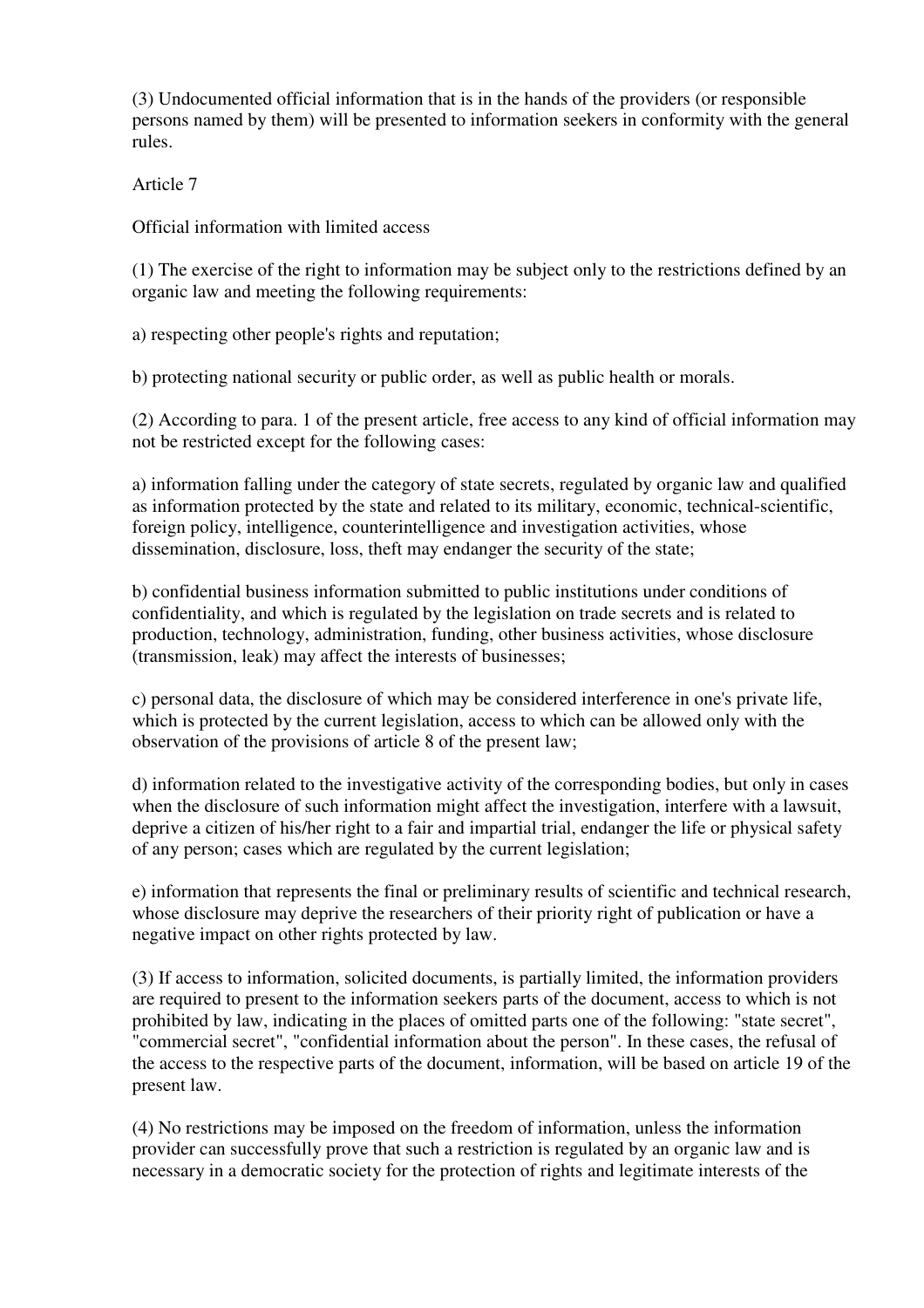(3) Undocumented official information that is in the hands of the providers (or responsible persons named by them) will be presented to information seekers in conformity with the general rules.

Article 7

Official information with limited access

(1) The exercise of the right to information may be subject only to the restrictions defined by an organic law and meeting the following requirements:

a) respecting other people's rights and reputation;

b) protecting national security or public order, as well as public health or morals.

(2) According to para. 1 of the present article, free access to any kind of official information may not be restricted except for the following cases:

a) information falling under the category of state secrets, regulated by organic law and qualified as information protected by the state and related to its military, economic, technical-scientific, foreign policy, intelligence, counterintelligence and investigation activities, whose dissemination, disclosure, loss, theft may endanger the security of the state;

b) confidential business information submitted to public institutions under conditions of confidentiality, and which is regulated by the legislation on trade secrets and is related to production, technology, administration, funding, other business activities, whose disclosure (transmission, leak) may affect the interests of businesses;

c) personal data, the disclosure of which may be considered interference in one's private life, which is protected by the current legislation, access to which can be allowed only with the observation of the provisions of article 8 of the present law;

d) information related to the investigative activity of the corresponding bodies, but only in cases when the disclosure of such information might affect the investigation, interfere with a lawsuit, deprive a citizen of his/her right to a fair and impartial trial, endanger the life or physical safety of any person; cases which are regulated by the current legislation;

e) information that represents the final or preliminary results of scientific and technical research, whose disclosure may deprive the researchers of their priority right of publication or have a negative impact on other rights protected by law.

(3) If access to information, solicited documents, is partially limited, the information providers are required to present to the information seekers parts of the document, access to which is not prohibited by law, indicating in the places of omitted parts one of the following: "state secret", "commercial secret", "confidential information about the person". In these cases, the refusal of the access to the respective parts of the document, information, will be based on article 19 of the present law.

(4) No restrictions may be imposed on the freedom of information, unless the information provider can successfully prove that such a restriction is regulated by an organic law and is necessary in a democratic society for the protection of rights and legitimate interests of the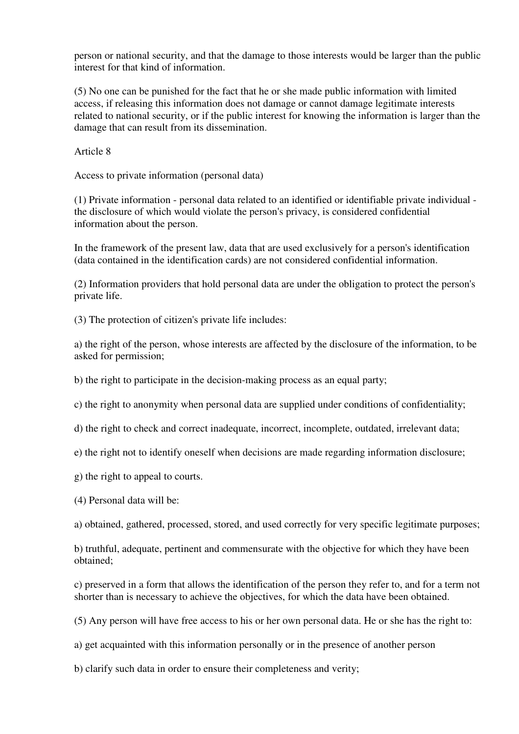person or national security, and that the damage to those interests would be larger than the public interest for that kind of information.

(5) No one can be punished for the fact that he or she made public information with limited access, if releasing this information does not damage or cannot damage legitimate interests related to national security, or if the public interest for knowing the information is larger than the damage that can result from its dissemination.

Article 8

Access to private information (personal data)

(1) Private information - personal data related to an identified or identifiable private individual - the disclosure of which would violate the person's privacy, is considered confidential information about the person.

In the framework of the present law, data that are used exclusively for a person's identification (data contained in the identification cards) are not considered confidential information.

(2) Information providers that hold personal data are under the obligation to protect the person's private life.

(3) The protection of citizen's private life includes:

a) the right of the person, whose interests are affected by the disclosure of the information, to be asked for permission;

b) the right to participate in the decision-making process as an equal party;

c) the right to anonymity when personal data are supplied under conditions of confidentiality;

d) the right to check and correct inadequate, incorrect, incomplete, outdated, irrelevant data;

e) the right not to identify oneself when decisions are made regarding information disclosure;

g) the right to appeal to courts.

(4) Personal data will be:

a) obtained, gathered, processed, stored, and used correctly for very specific legitimate purposes;

b) truthful, adequate, pertinent and commensurate with the objective for which they have been obtained;

c) preserved in a form that allows the identification of the person they refer to, and for a term not shorter than is necessary to achieve the objectives, for which the data have been obtained.

(5) Any person will have free access to his or her own personal data. He or she has the right to:

a) get acquainted with this information personally or in the presence of another person

b) clarify such data in order to ensure their completeness and verity;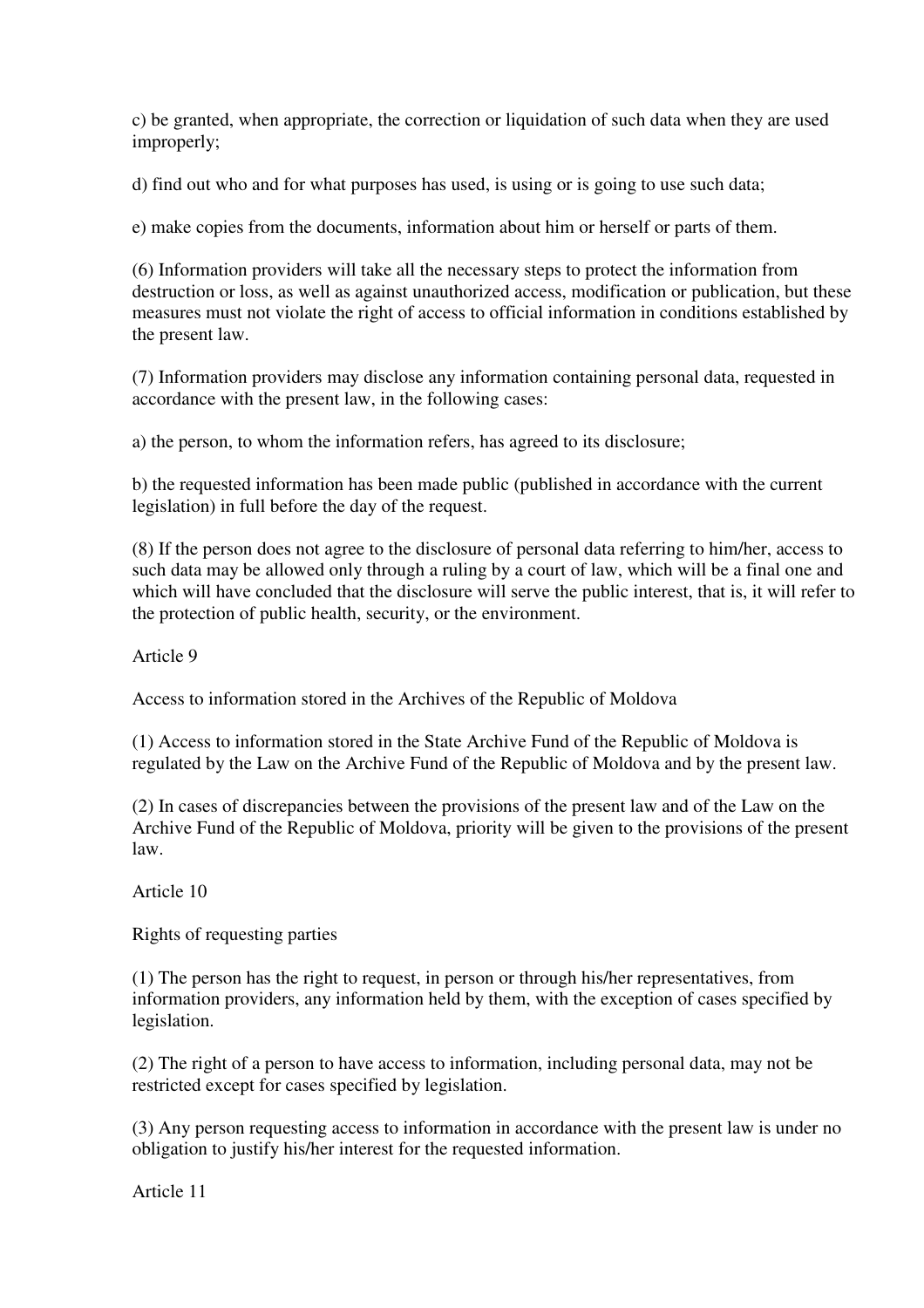c) be granted, when appropriate, the correction or liquidation of such data when they are used improperly;

d) find out who and for what purposes has used, is using or is going to use such data;

e) make copies from the documents, information about him or herself or parts of them.

(6) Information providers will take all the necessary steps to protect the information from destruction or loss, as well as against unauthorized access, modification or publication, but these measures must not violate the right of access to official information in conditions established by the present law.

(7) Information providers may disclose any information containing personal data, requested in accordance with the present law, in the following cases:

a) the person, to whom the information refers, has agreed to its disclosure;

b) the requested information has been made public (published in accordance with the current legislation) in full before the day of the request.

(8) If the person does not agree to the disclosure of personal data referring to him/her, access to such data may be allowed only through a ruling by a court of law, which will be a final one and which will have concluded that the disclosure will serve the public interest, that is, it will refer to the protection of public health, security, or the environment.

Article 9

Access to information stored in the Archives of the Republic of Moldova

(1) Access to information stored in the State Archive Fund of the Republic of Moldova is regulated by the Law on the Archive Fund of the Republic of Moldova and by the present law.

(2) In cases of discrepancies between the provisions of the present law and of the Law on the Archive Fund of the Republic of Moldova, priority will be given to the provisions of the present law.

Article 10

Rights of requesting parties

(1) The person has the right to request, in person or through his/her representatives, from information providers, any information held by them, with the exception of cases specified by legislation.

(2) The right of a person to have access to information, including personal data, may not be restricted except for cases specified by legislation.

(3) Any person requesting access to information in accordance with the present law is under no obligation to justify his/her interest for the requested information.

Article 11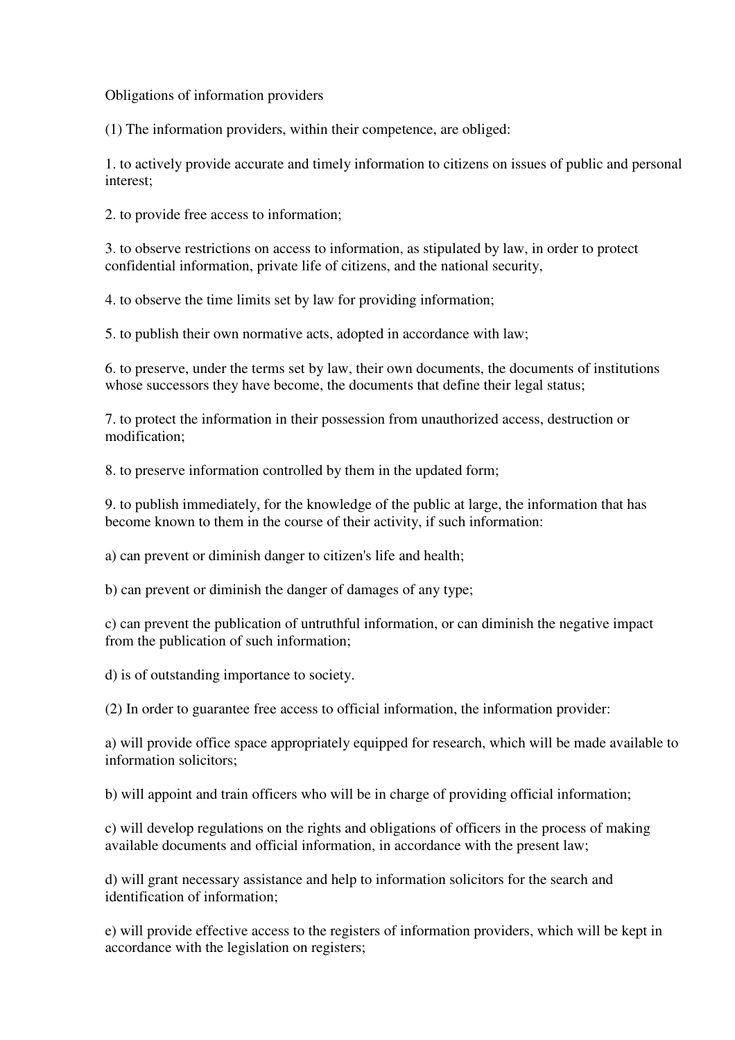Obligations of information providers

(1) The information providers, within their competence, are obliged:

1. to actively provide accurate and timely information to citizens on issues of public and personal interest;

2. to provide free access to information;

3. to observe restrictions on access to information, as stipulated by law, in order to protect confidential information, private life of citizens, and the national security,

4. to observe the time limits set by law for providing information;

5. to publish their own normative acts, adopted in accordance with law;

6. to preserve, under the terms set by law, their own documents, the documents of institutions whose successors they have become, the documents that define their legal status;

7. to protect the information in their possession from unauthorized access, destruction or modification;

8. to preserve information controlled by them in the updated form;

9. to publish immediately, for the knowledge of the public at large, the information that has become known to them in the course of their activity, if such information:

a) can prevent or diminish danger to citizen's life and health;

b) can prevent or diminish the danger of damages of any type;

c) can prevent the publication of untruthful information, or can diminish the negative impact from the publication of such information;

d) is of outstanding importance to society.

(2) In order to guarantee free access to official information, the information provider:

a) will provide office space appropriately equipped for research, which will be made available to information solicitors;

b) will appoint and train officers who will be in charge of providing official information;

c) will develop regulations on the rights and obligations of officers in the process of making available documents and official information, in accordance with the present law;

d) will grant necessary assistance and help to information solicitors for the search and identification of information;

e) will provide effective access to the registers of information providers, which will be kept in accordance with the legislation on registers;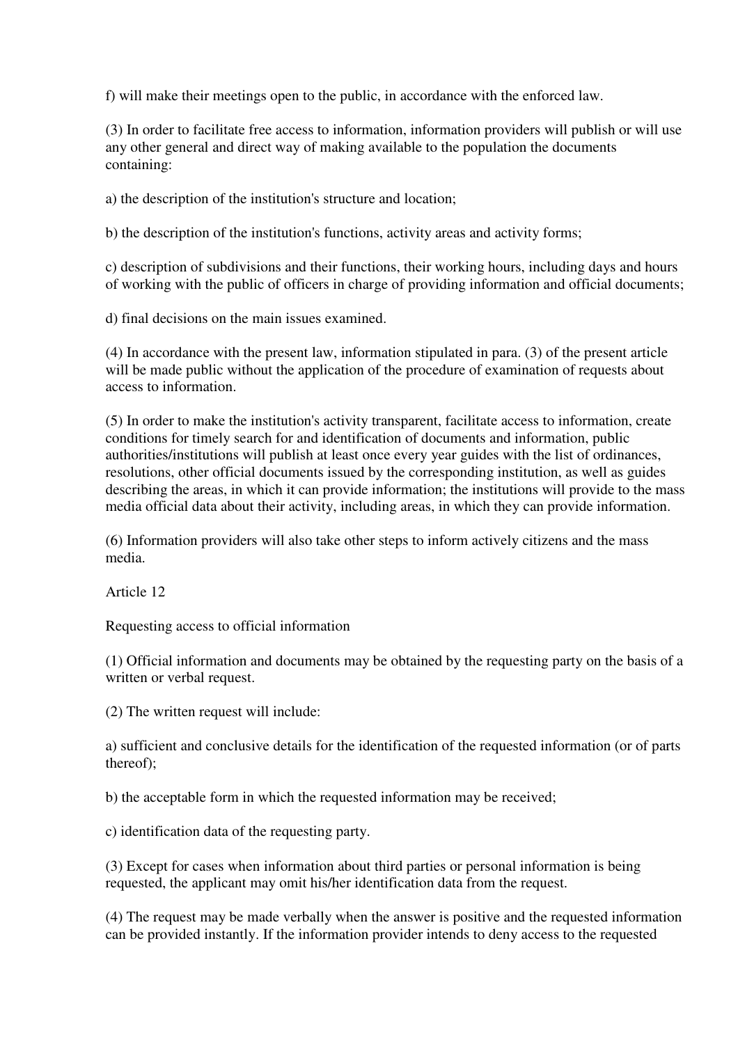f) will make their meetings open to the public, in accordance with the enforced law.

(3) In order to facilitate free access to information, information providers will publish or will use any other general and direct way of making available to the population the documents containing:

a) the description of the institution's structure and location;

b) the description of the institution's functions, activity areas and activity forms;

c) description of subdivisions and their functions, their working hours, including days and hours of working with the public of officers in charge of providing information and official documents;

d) final decisions on the main issues examined.

(4) In accordance with the present law, information stipulated in para. (3) of the present article will be made public without the application of the procedure of examination of requests about access to information.

(5) In order to make the institution's activity transparent, facilitate access to information, create conditions for timely search for and identification of documents and information, public authorities/institutions will publish at least once every year guides with the list of ordinances, resolutions, other official documents issued by the corresponding institution, as well as guides describing the areas, in which it can provide information; the institutions will provide to the mass media official data about their activity, including areas, in which they can provide information.

(6) Information providers will also take other steps to inform actively citizens and the mass media.

Article 12

Requesting access to official information

(1) Official information and documents may be obtained by the requesting party on the basis of a written or verbal request.

(2) The written request will include:

a) sufficient and conclusive details for the identification of the requested information (or of parts thereof);

b) the acceptable form in which the requested information may be received;

c) identification data of the requesting party.

(3) Except for cases when information about third parties or personal information is being requested, the applicant may omit his/her identification data from the request.

(4) The request may be made verbally when the answer is positive and the requested information can be provided instantly. If the information provider intends to deny access to the requested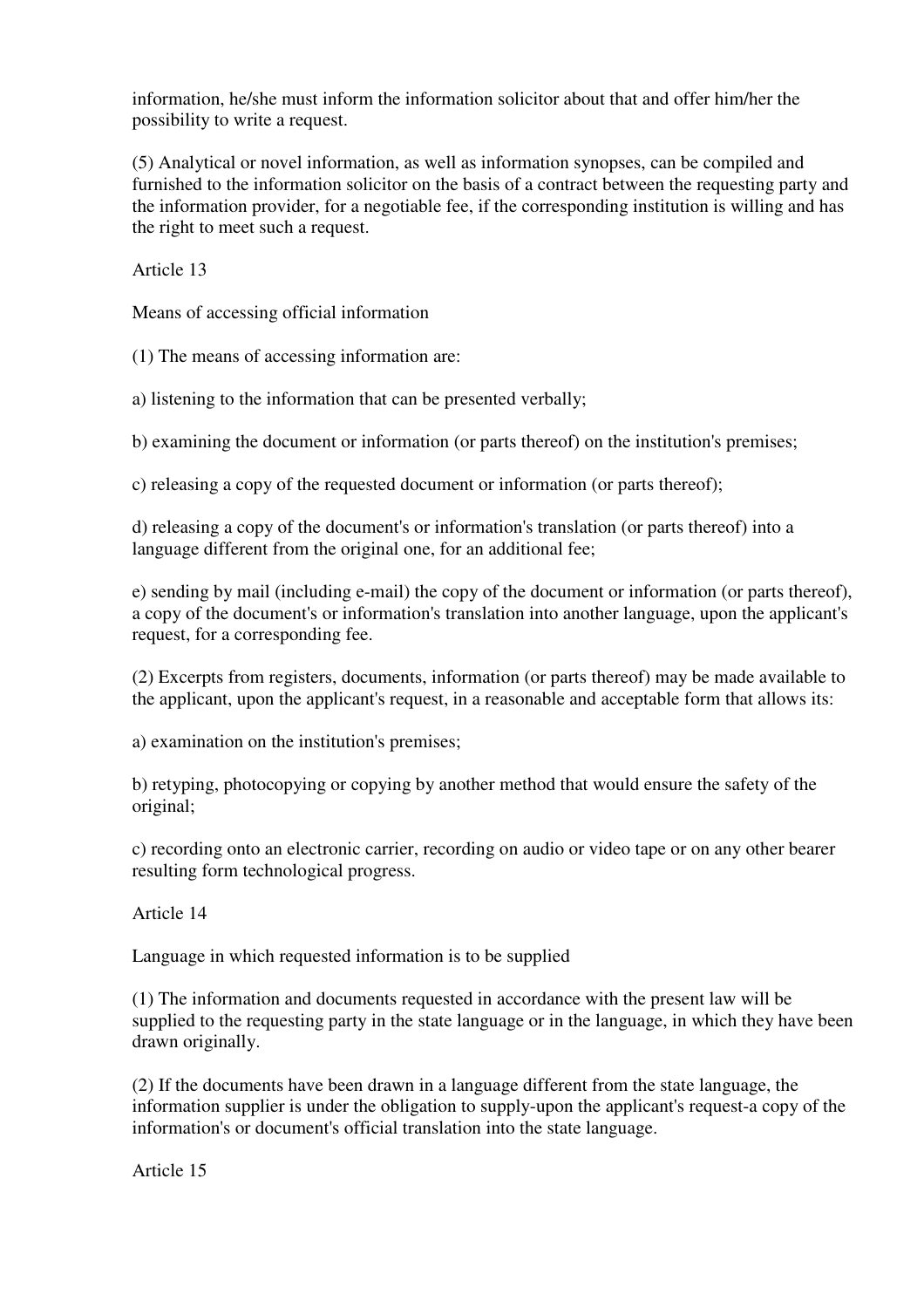information, he/she must inform the information solicitor about that and offer him/her the possibility to write a request.

(5) Analytical or novel information, as well as information synopses, can be compiled and furnished to the information solicitor on the basis of a contract between the requesting party and the information provider, for a negotiable fee, if the corresponding institution is willing and has the right to meet such a request.

Article 13

Means of accessing official information

(1) The means of accessing information are:

a) listening to the information that can be presented verbally;

b) examining the document or information (or parts thereof) on the institution's premises;

c) releasing a copy of the requested document or information (or parts thereof);

d) releasing a copy of the document's or information's translation (or parts thereof) into a language different from the original one, for an additional fee;

e) sending by mail (including e-mail) the copy of the document or information (or parts thereof), a copy of the document's or information's translation into another language, upon the applicant's request, for a corresponding fee.

(2) Excerpts from registers, documents, information (or parts thereof) may be made available to the applicant, upon the applicant's request, in a reasonable and acceptable form that allows its:

a) examination on the institution's premises;

b) retyping, photocopying or copying by another method that would ensure the safety of the original;

c) recording onto an electronic carrier, recording on audio or video tape or on any other bearer resulting form technological progress.

Article 14

Language in which requested information is to be supplied

(1) The information and documents requested in accordance with the present law will be supplied to the requesting party in the state language or in the language, in which they have been drawn originally.

(2) If the documents have been drawn in a language different from the state language, the information supplier is under the obligation to supply-upon the applicant's request-a copy of the information's or document's official translation into the state language.

Article 15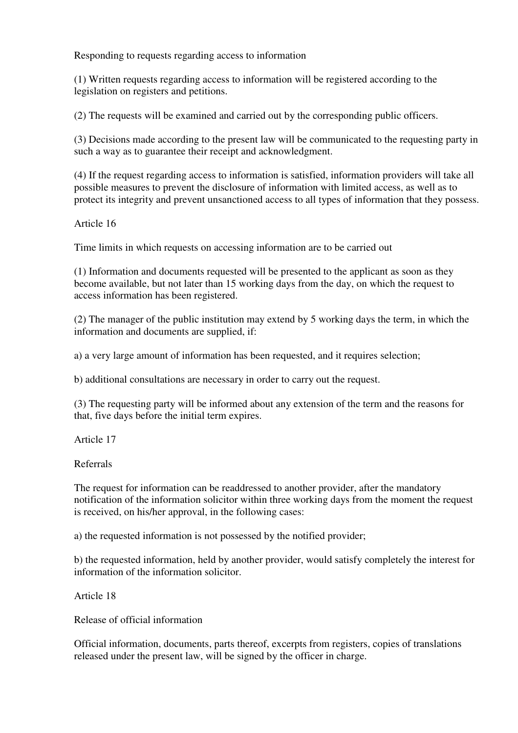Responding to requests regarding access to information

(1) Written requests regarding access to information will be registered according to the legislation on registers and petitions.

(2) The requests will be examined and carried out by the corresponding public officers.

(3) Decisions made according to the present law will be communicated to the requesting party in such a way as to guarantee their receipt and acknowledgment.

(4) If the request regarding access to information is satisfied, information providers will take all possible measures to prevent the disclosure of information with limited access, as well as to protect its integrity and prevent unsanctioned access to all types of information that they possess.

## Article 16

### Time limits in which requests on accessing information are to be carried out

(1) Information and documents requested will be presented to the applicant as soon as they become available, but not later than 15 working days from the day, on which the request to access information has been registered.

(2) The manager of the public institution may extend by 5 working days the term, in which the information and documents are supplied, if:

a) a very large amount of information has been requested, and it requires selection;

b) additional consultations are necessary in order to carry out the request.

(3) The requesting party will be informed about any extension of the term and the reasons for that, five days before the initial term expires.

## Article 17

### Referrals

The request for information can be readdressed to another provider, after the mandatory notification of the information solicitor within three working days from the moment the request is received, on his/her approval, in the following cases:

a) the requested information is not possessed by the notified provider;

b) the requested information, held by another provider, would satisfy completely the interest for information of the information solicitor.

## Article 18

### Release of official information

Official information, documents, parts thereof, excerpts from registers, copies of translations released under the present law, will be signed by the officer in charge.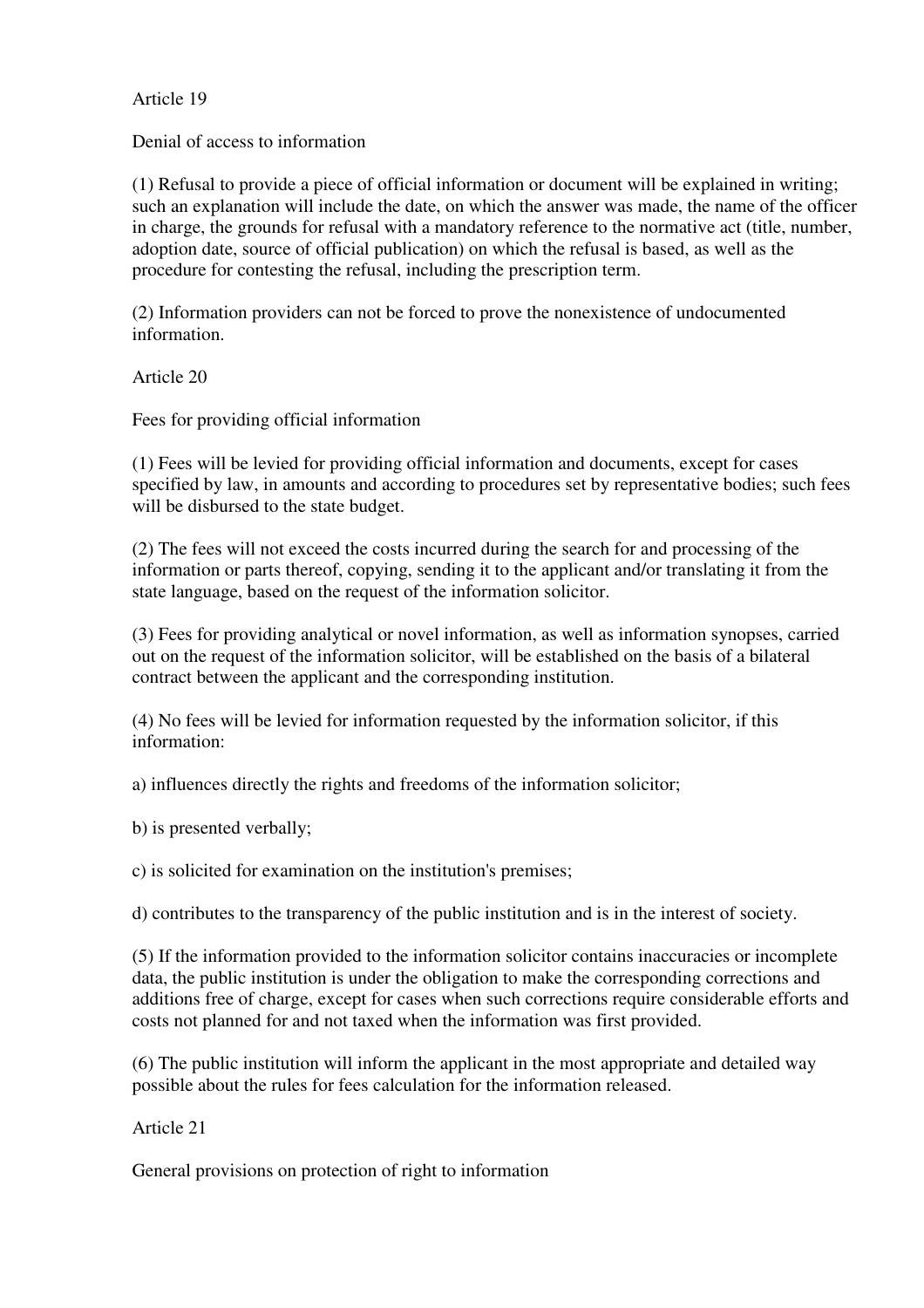## Article 19

### Denial of access to information

(1) Refusal to provide a piece of official information or document will be explained in writing; such an explanation will include the date, on which the answer was made, the name of the officer in charge, the grounds for refusal with a mandatory reference to the normative act (title, number, adoption date, source of official publication) on which the refusal is based, as well as the procedure for contesting the refusal, including the prescription term.

(2) Information providers can not be forced to prove the nonexistence of undocumented information.

## Article 20

### Fees for providing official information

(1) Fees will be levied for providing official information and documents, except for cases specified by law, in amounts and according to procedures set by representative bodies; such fees will be disbursed to the state budget.

(2) The fees will not exceed the costs incurred during the search for and processing of the information or parts thereof, copying, sending it to the applicant and/or translating it from the state language, based on the request of the information solicitor.

(3) Fees for providing analytical or novel information, as well as information synopses, carried out on the request of the information solicitor, will be established on the basis of a bilateral contract between the applicant and the corresponding institution.

(4) No fees will be levied for information requested by the information solicitor, if this information:

a) influences directly the rights and freedoms of the information solicitor;

b) is presented verbally;

c) is solicited for examination on the institution's premises;

d) contributes to the transparency of the public institution and is in the interest of society.

(5) If the information provided to the information solicitor contains inaccuracies or incomplete data, the public institution is under the obligation to make the corresponding corrections and additions free of charge, except for cases when such corrections require considerable efforts and costs not planned for and not taxed when the information was first provided.

(6) The public institution will inform the applicant in the most appropriate and detailed way possible about the rules for fees calculation for the information released.

## Article 21

### General provisions on protection of right to information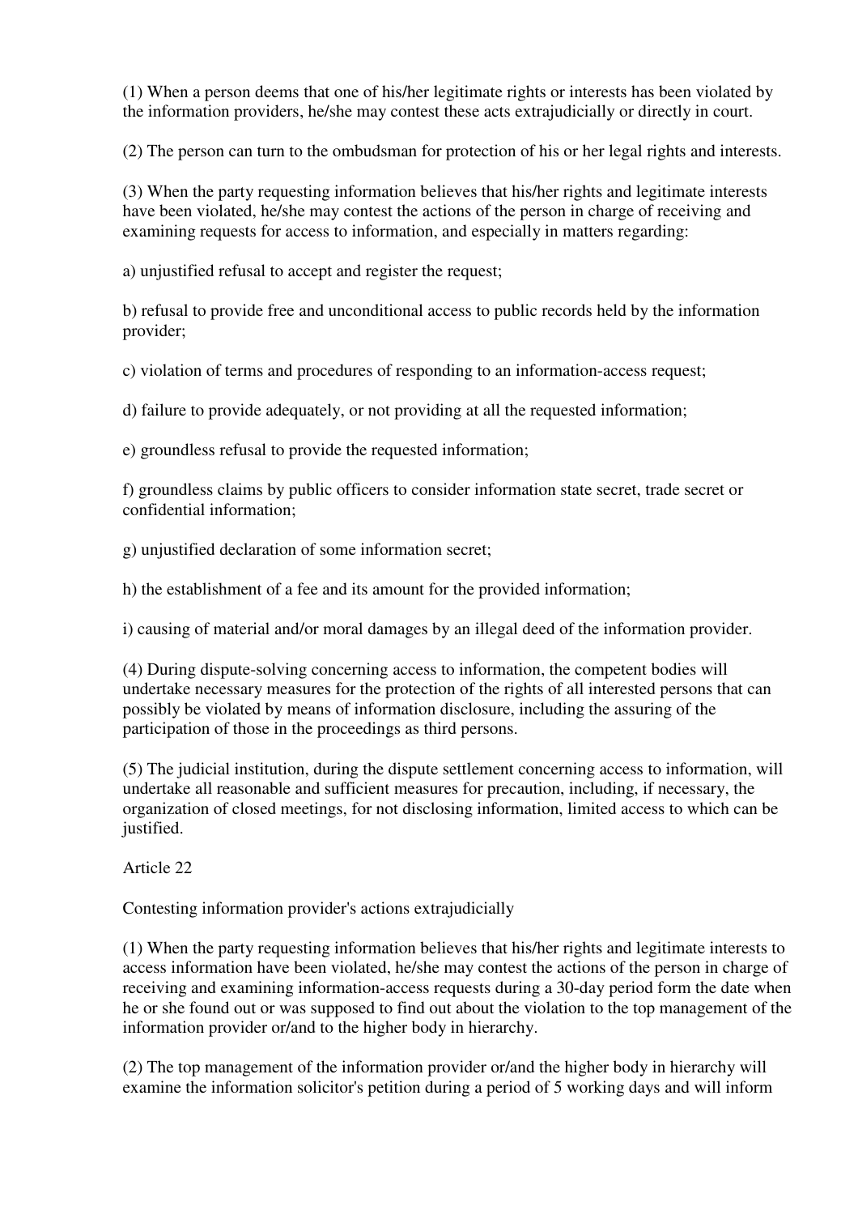(1) When a person deems that one of his/her legitimate rights or interests has been violated by the information providers, he/she may contest these acts extrajudicially or directly in court.

(2) The person can turn to the ombudsman for protection of his or her legal rights and interests.

(3) When the party requesting information believes that his/her rights and legitimate interests have been violated, he/she may contest the actions of the person in charge of receiving and examining requests for access to information, and especially in matters regarding:

a) unjustified refusal to accept and register the request;

b) refusal to provide free and unconditional access to public records held by the information provider;

c) violation of terms and procedures of responding to an information-access request;

d) failure to provide adequately, or not providing at all the requested information;

e) groundless refusal to provide the requested information;

f) groundless claims by public officers to consider information state secret, trade secret or confidential information;

g) unjustified declaration of some information secret;

h) the establishment of a fee and its amount for the provided information;

i) causing of material and/or moral damages by an illegal deed of the information provider.

(4) During dispute-solving concerning access to information, the competent bodies will undertake necessary measures for the protection of the rights of all interested persons that can possibly be violated by means of information disclosure, including the assuring of the participation of those in the proceedings as third persons.

(5) The judicial institution, during the dispute settlement concerning access to information, will undertake all reasonable and sufficient measures for precaution, including, if necessary, the organization of closed meetings, for not disclosing information, limited access to which can be justified.

Article 22

Contesting information provider's actions extrajudicially

(1) When the party requesting information believes that his/her rights and legitimate interests to access information have been violated, he/she may contest the actions of the person in charge of receiving and examining information-access requests during a 30-day period form the date when he or she found out or was supposed to find out about the violation to the top management of the information provider or/and to the higher body in hierarchy.

(2) The top management of the information provider or/and the higher body in hierarchy will examine the information solicitor's petition during a period of 5 working days and will inform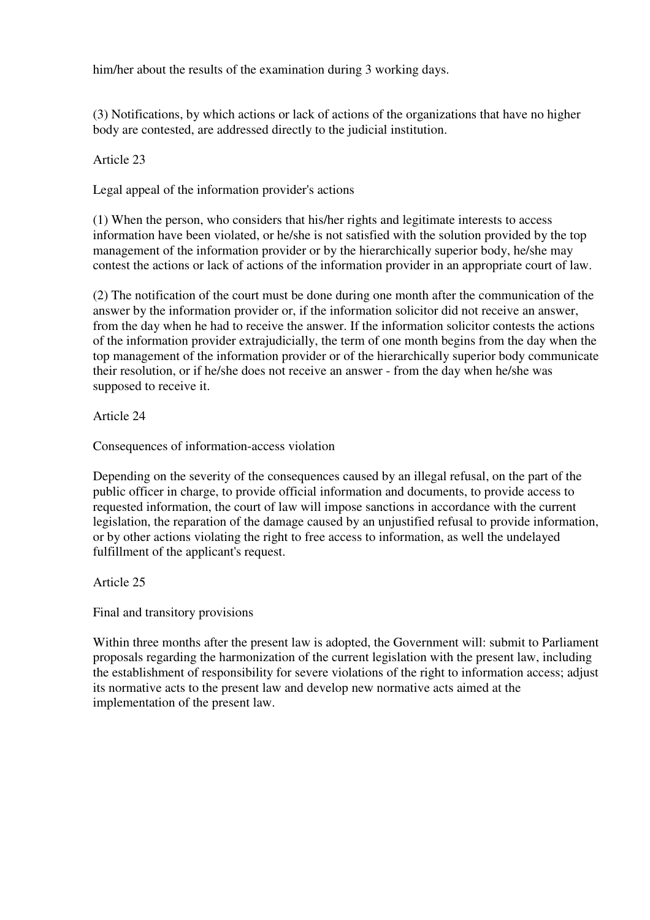him/her about the results of the examination during 3 working days.

(3) Notifications, by which actions or lack of actions of the organizations that have no higher body are contested, are addressed directly to the judicial institution.

Article 23

Legal appeal of the information provider's actions

(1) When the person, who considers that his/her rights and legitimate interests to access information have been violated, or he/she is not satisfied with the solution provided by the top management of the information provider or by the hierarchically superior body, he/she may contest the actions or lack of actions of the information provider in an appropriate court of law.

(2) The notification of the court must be done during one month after the communication of the answer by the information provider or, if the information solicitor did not receive an answer, from the day when he had to receive the answer. If the information solicitor contests the actions of the information provider extrajudicially, the term of one month begins from the day when the top management of the information provider or of the hierarchically superior body communicate their resolution, or if he/she does not receive an answer - from the day when he/she was supposed to receive it.

Article 24

Consequences of information-access violation

Depending on the severity of the consequences caused by an illegal refusal, on the part of the public officer in charge, to provide official information and documents, to provide access to requested information, the court of law will impose sanctions in accordance with the current legislation, the reparation of the damage caused by an unjustified refusal to provide information, or by other actions violating the right to free access to information, as well the undelayed fulfillment of the applicant's request.

Article 25

Final and transitory provisions

Within three months after the present law is adopted, the Government will: submit to Parliament proposals regarding the harmonization of the current legislation with the present law, including the establishment of responsibility for severe violations of the right to information access; adjust its normative acts to the present law and develop new normative acts aimed at the implementation of the present law.